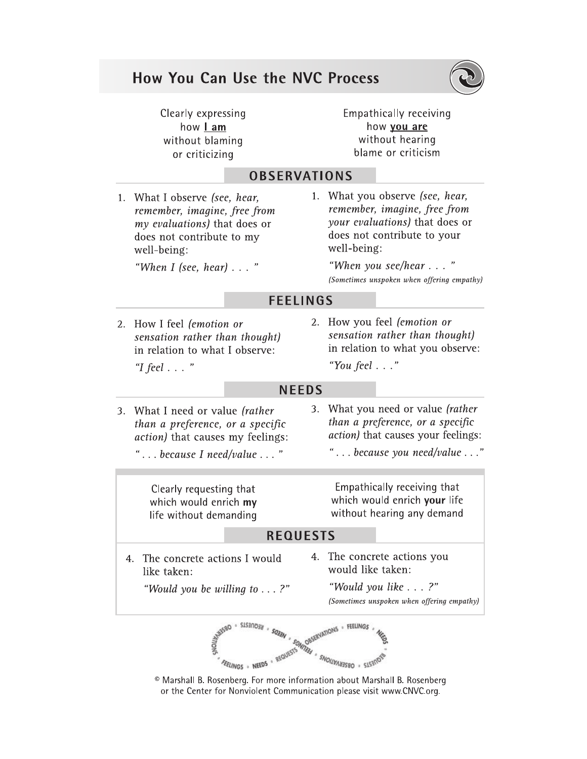# How You Can Use the NVC Process

Clearly expressing how **I am** without blaming or criticizing

Empathically receiving how **you are** without hearing blame or criticism

## OBSERVATIONS

1. What I observe *(see, hear, remember, imagine, free from my evaluations)* that does or does not contribute to my well-being:

   *"When I (see, hear) . . . "*

1. What you observe *(see, hear, remember, imagine, free from your evaluations)* that does or does not contribute to your well-being:

   *"When you see/hear . . . "*
   *(Sometimes unspoken when offering empathy)*

## FEELINGS

2. How I feel *(emotion or sensation rather than thought)* in relation to what I observe:

   *"I feel . . . "*

2. How you feel *(emotion or sensation rather than thought)* in relation to what you observe:

   *"You feel . . ."*

## NEEDS

3. What I need or value *(rather than a preference, or a specific action)* that causes my feelings:

   *" . . . because I need/value . . . "*

3. What you need or value *(rather than a preference, or a specific action)* that causes your feelings:

   *" . . . because you need/value . . ."*

Clearly requesting that which would enrich **my** life without demanding

Empathically receiving that which would enrich **your** life without hearing any demand

## REQUESTS

4. The concrete actions I would like taken:

   *"Would you be willing to . . . ?"*

4. The concrete actions you would like taken:

   *"Would you like . . . ?"*
   *(Sometimes unspoken when offering empathy)*

© Marshall B. Rosenberg. For more information about Marshall B. Rosenberg or the Center for Nonviolent Communication please visit www.CNVC.org.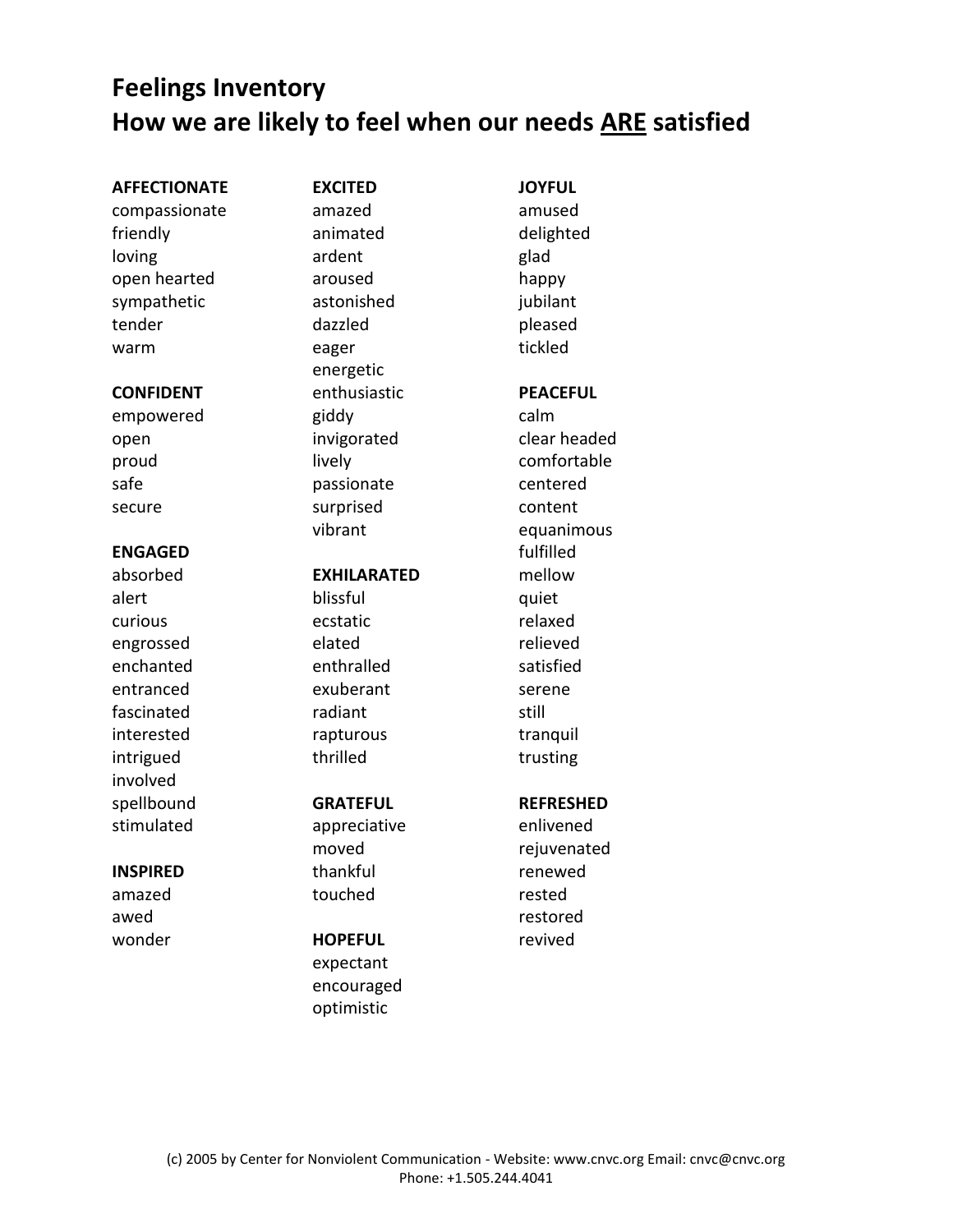# Feelings Inventory

## How we are likely to feel when our needs ARE satisfied

**AFFECTIONATE**
compassionate
friendly
loving
open hearted
sympathetic
tender
warm

**CONFIDENT**
empowered
open
proud
safe
secure

**ENGAGED**
absorbed
alert
curious
engrossed
enchanted
entranced
fascinated
interested
intrigued
involved
spellbound
stimulated

**INSPIRED**
amazed
awed
wonder

**EXCITED**
amazed
animated
ardent
aroused
astonished
dazzled
eager
energetic
enthusiastic
giddy
invigorated
lively
passionate
surprised
vibrant

**EXHILARATED**
blissful
ecstatic
elated
enthralled
exuberant
radiant
rapturous
thrilled

**GRATEFUL**
appreciative
moved
thankful
touched

**HOPEFUL**
expectant
encouraged
optimistic

**JOYFUL**
amused
delighted
glad
happy
jubilant
pleased
tickled

**PEACEFUL**
calm
clear headed
comfortable
centered
content
equanimous
fulfilled
mellow
quiet
relaxed
relieved
satisfied
serene
still
tranquil
trusting

**REFRESHED**
enlivened
rejuvenated
renewed
rested
restored
revived

(c) 2005 by Center for Nonviolent Communication - Website: www.cnvc.org Email: cnvc@cnvc.org
Phone: +1.505.244.4041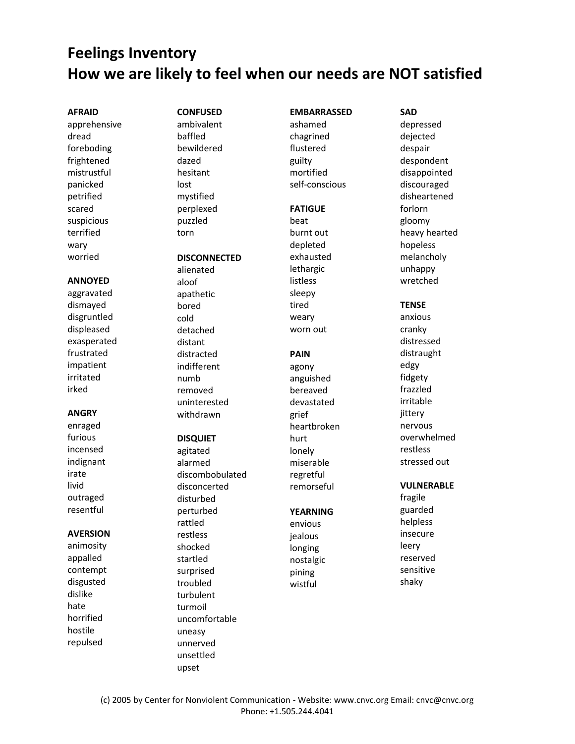# Feelings Inventory
## How we are likely to feel when our needs are NOT satisfied

**AFRAID**
apprehensive
dread
foreboding
frightened
mistrustful
panicked
petrified
scared
suspicious
terrified
wary
worried

**ANNOYED**
aggravated
dismayed
disgruntled
displeased
exasperated
frustrated
impatient
irritated
irked

**ANGRY**
enraged
furious
incensed
indignant
irate
livid
outraged
resentful

**AVERSION**
animosity
appalled
contempt
disgusted
dislike
hate
horrified
hostile
repulsed

**CONFUSED**
ambivalent
baffled
bewildered
dazed
hesitant
lost
mystified
perplexed
puzzled
torn

**DISCONNECTED**
alienated
aloof
apathetic
bored
cold
detached
distant
distracted
indifferent
numb
removed
uninterested
withdrawn

**DISQUIET**
agitated
alarmed
discombobulated
disconcerted
disturbed
perturbed
rattled
restless
shocked
startled
surprised
troubled
turbulent
turmoil
uncomfortable
uneasy
unnerved
unsettled
upset

**EMBARRASSED**
ashamed
chagrined
flustered
guilty
mortified
self-conscious

**FATIGUE**
beat
burnt out
depleted
exhausted
lethargic
listless
sleepy
tired
weary
worn out

**PAIN**
agony
anguished
bereaved
devastated
grief
heartbroken
hurt
lonely
miserable
regretful
remorseful

**YEARNING**
envious
jealous
longing
nostalgic
pining
wistful

**SAD**
depressed
dejected
despair
despondent
disappointed
discouraged
disheartened
forlorn
gloomy
heavy hearted
hopeless
melancholy
unhappy
wretched

**TENSE**
anxious
cranky
distressed
distraught
edgy
fidgety
frazzled
irritable
jittery
nervous
overwhelmed
restless
stressed out

**VULNERABLE**
fragile
guarded
helpless
insecure
leery
reserved
sensitive
shaky

(c) 2005 by Center for Nonviolent Communication - Website: www.cnvc.org Email: cnvc@cnvc.org
Phone: +1.505.244.4041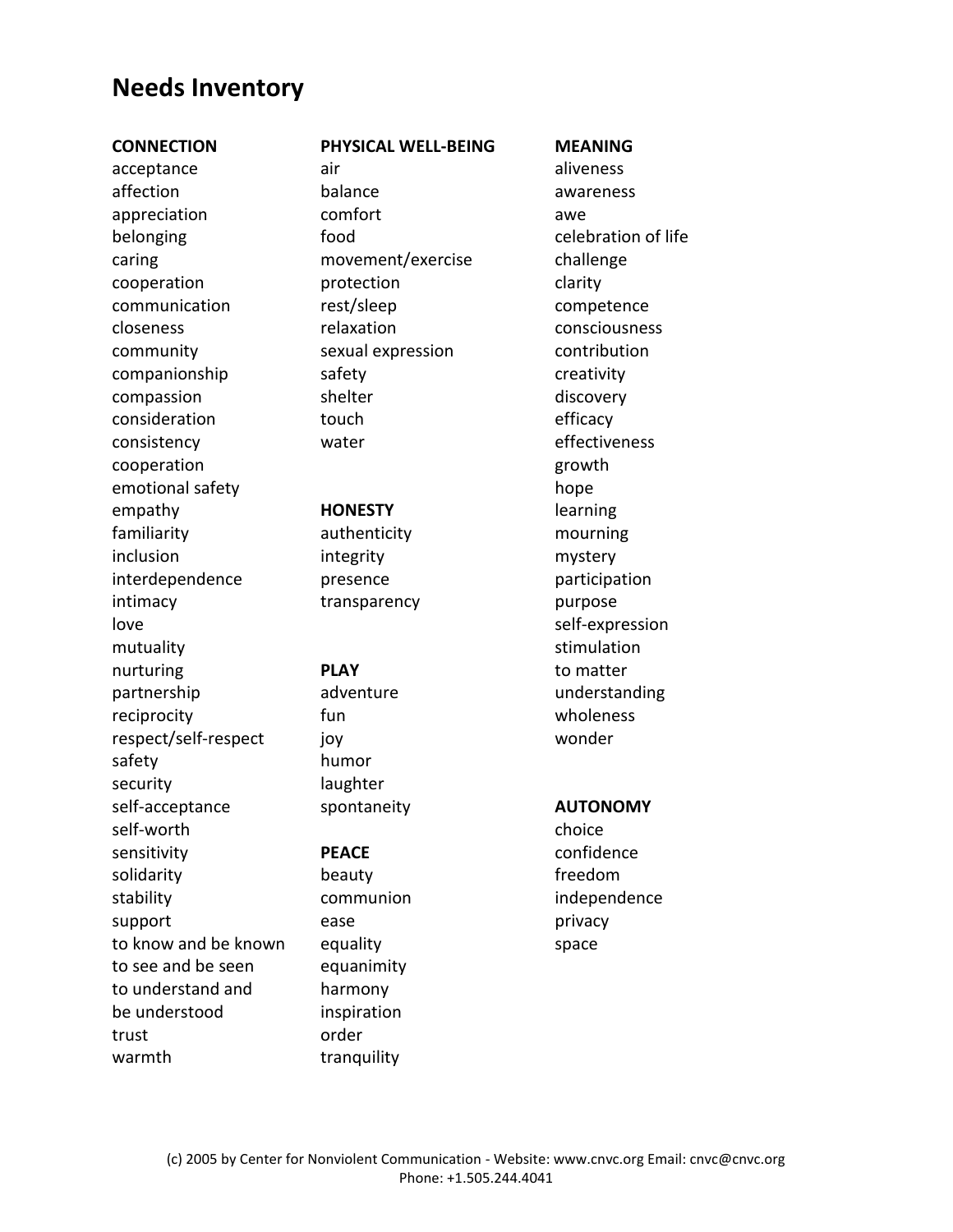# Needs Inventory

**CONNECTION**
acceptance
affection
appreciation
belonging
caring
cooperation
communication
closeness
community
companionship
compassion
consideration
consistency
cooperation
emotional safety
empathy
familiarity
inclusion
interdependence
intimacy
love
mutuality
nurturing
partnership
reciprocity
respect/self-respect
safety
security
self-acceptance
self-worth
sensitivity
solidarity
stability
support
to know and be known
to see and be seen
to understand and be understood
trust
warmth

**PHYSICAL WELL-BEING**
air
balance
comfort
food
movement/exercise
protection
rest/sleep
relaxation
sexual expression
safety
shelter
touch
water

**HONESTY**
authenticity
integrity
presence
transparency

**PLAY**
adventure
fun
joy
humor
laughter
spontaneity

**PEACE**
beauty
communion
ease
equality
equanimity
harmony
inspiration
order
tranquility

**MEANING**
aliveness
awareness
awe
celebration of life
challenge
clarity
competence
consciousness
contribution
creativity
discovery
efficacy
effectiveness
growth
hope
learning
mourning
mystery
participation
purpose
self-expression
stimulation
to matter
understanding
wholeness
wonder

**AUTONOMY**
choice
confidence
freedom
independence
privacy
space

(c) 2005 by Center for Nonviolent Communication - Website: www.cnvc.org Email: cnvc@cnvc.org
Phone: +1.505.244.4041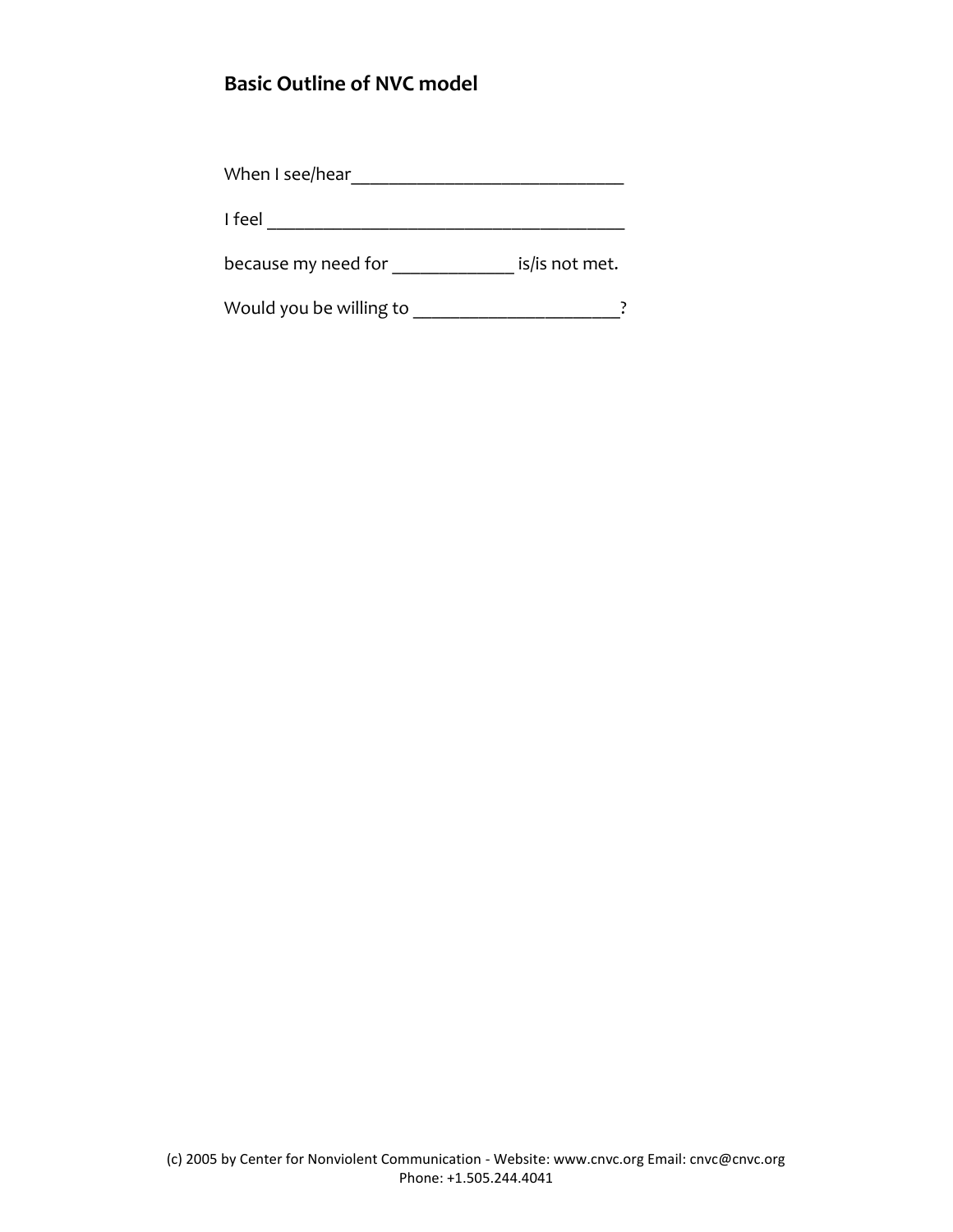## Basic Outline of NVC model

When I see/hear______________________________

I feel ____________________________________

because my need for _____________ is/is not met.

Would you be willing to _____________________?